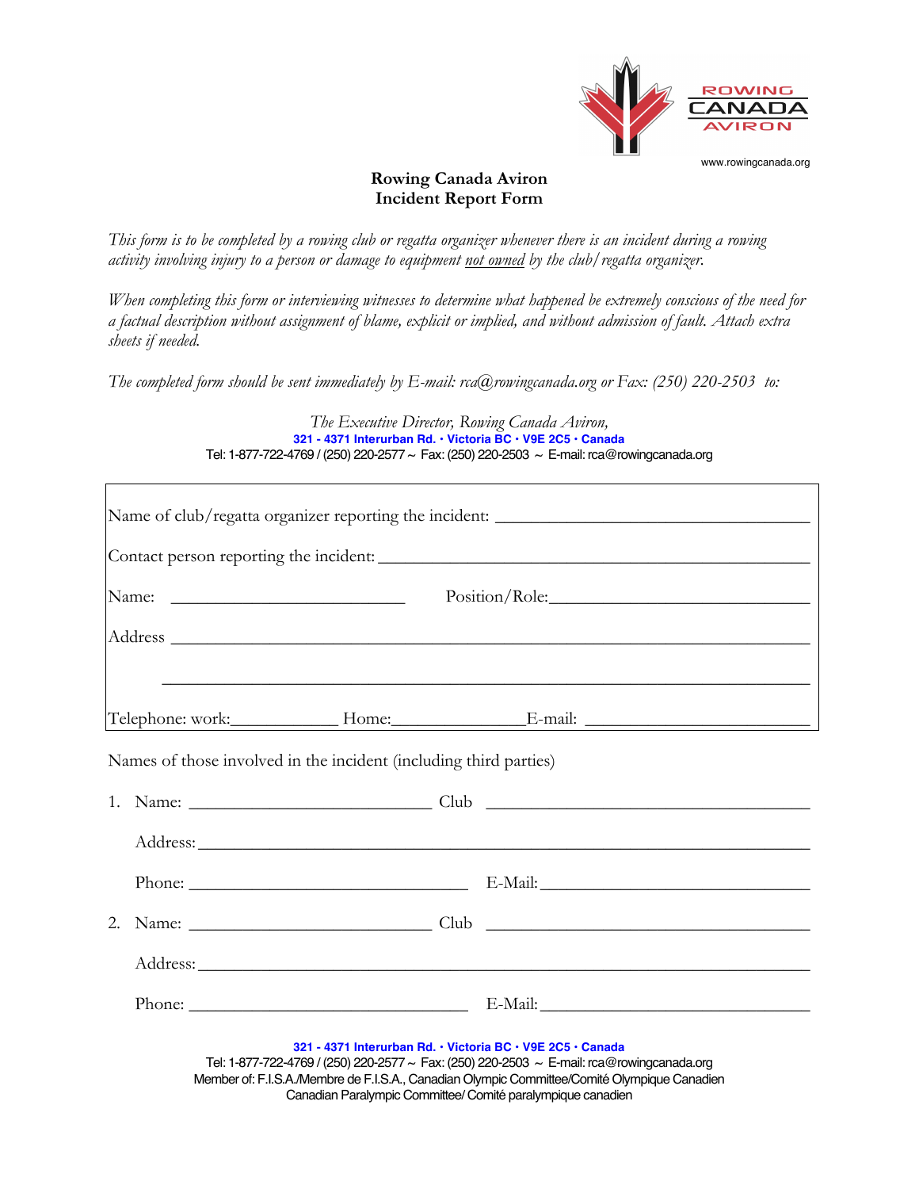ROWING CANADA AVIRON

www.rowingcanada.org

# Rowing Canada Aviron
# Incident Report Form

*This form is to be completed by a rowing club or regatta organizer whenever there is an incident during a rowing activity involving injury to a person or damage to equipment not owned by the club/regatta organizer.*

*When completing this form or interviewing witnesses to determine what happened be extremely conscious of the need for a factual description without assignment of blame, explicit or implied, and without admission of fault. Attach extra sheets if needed.*

*The completed form should be sent immediately by E-mail: rca@rowingcanada.org or Fax: (250) 220-2503 to:*

*The Executive Director, Rowing Canada Aviron,*
**321 - 4371 Interurban Rd. • Victoria BC • V9E 2C5 • Canada**
Tel: 1-877-722-4769 / (250) 220-2577 ~ Fax: (250) 220-2503 ~ E-mail: rca@rowingcanada.org

Name of club/regatta organizer reporting the incident: ___________________________________

Contact person reporting the incident: _______________________________________________

Name: ___________________________ Position/Role:______________________________

Address ___________________________________________________________________________

___________________________________________________________________________

Telephone: work:____________ Home:_______________E-mail: __________________________

Names of those involved in the incident (including third parties)

1. Name: ____________________________ Club ______________________________________

   Address:___________________________________________________________________

   Phone: ________________________________ E-Mail:_______________________________

2. Name: ____________________________ Club ______________________________________

   Address:___________________________________________________________________

   Phone: ________________________________ E-Mail:_______________________________

**321 - 4371 Interurban Rd. • Victoria BC • V9E 2C5 • Canada**
Tel: 1-877-722-4769 / (250) 220-2577 ~ Fax: (250) 220-2503 ~ E-mail: rca@rowingcanada.org
Member of: F.I.S.A./Membre de F.I.S.A., Canadian Olympic Committee/Comité Olympique Canadien
Canadian Paralympic Committee/ Comité paralympique canadien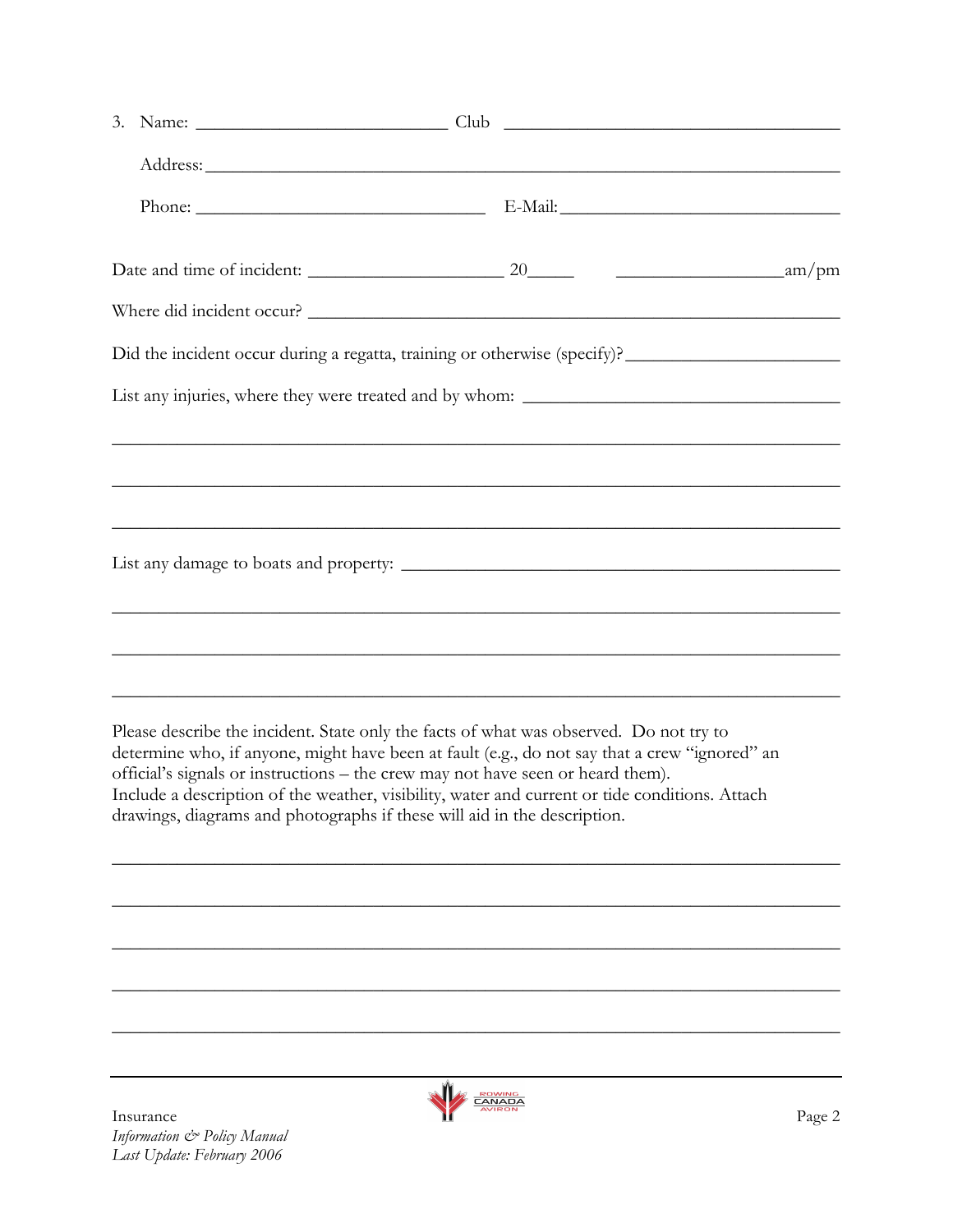3. Name: ____________________________ Club ______________________________________

   Address: ____________________________________________________________________

   Phone: ________________________________ E-Mail: _______________________________

Date and time of incident: ______________________ 20_____ ___________________am/pm

Where did incident occur? ___________________________________________________________

Did the incident occur during a regatta, training or otherwise (specify)? _______________________

List any injuries, where they were treated and by whom: ___________________________________

______________________________________________________________________________

______________________________________________________________________________

______________________________________________________________________________

List any damage to boats and property: _____________________________________________

______________________________________________________________________________

______________________________________________________________________________

______________________________________________________________________________

Please describe the incident. State only the facts of what was observed. Do not try to determine who, if anyone, might have been at fault (e.g., do not say that a crew "ignored" an official's signals or instructions – the crew may not have seen or heard them).
Include a description of the weather, visibility, water and current or tide conditions. Attach drawings, diagrams and photographs if these will aid in the description.

______________________________________________________________________________

______________________________________________________________________________

______________________________________________________________________________

______________________________________________________________________________

______________________________________________________________________________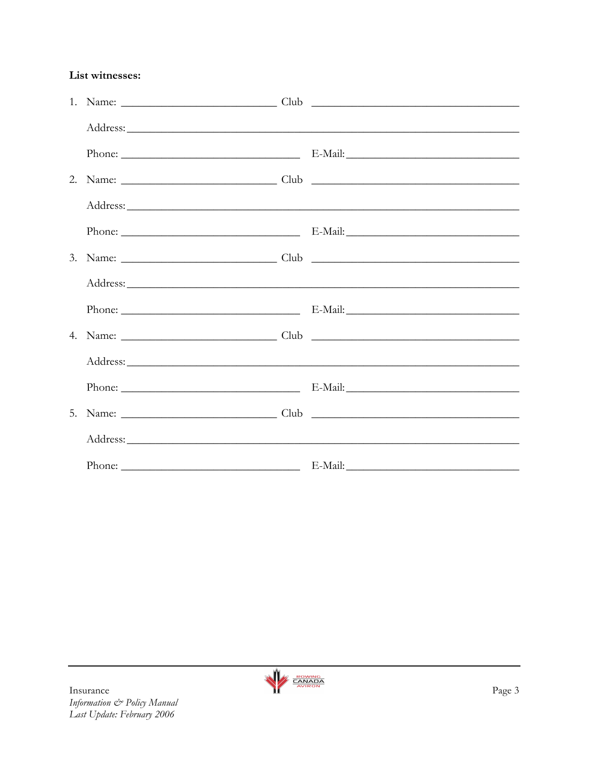**List witnesses:**

1. Name: ____________________________ Club ______________________________________

   Address: _______________________________________________________________________

   Phone: ________________________________ E-Mail: _______________________________

2. Name: ____________________________ Club ______________________________________

   Address: _______________________________________________________________________

   Phone: ________________________________ E-Mail: _______________________________

3. Name: ____________________________ Club ______________________________________

   Address: _______________________________________________________________________

   Phone: ________________________________ E-Mail: _______________________________

4. Name: ____________________________ Club ______________________________________

   Address: _______________________________________________________________________

   Phone: ________________________________ E-Mail: _______________________________

5. Name: ____________________________ Club ______________________________________

   Address: _______________________________________________________________________

   Phone: ________________________________ E-Mail: _______________________________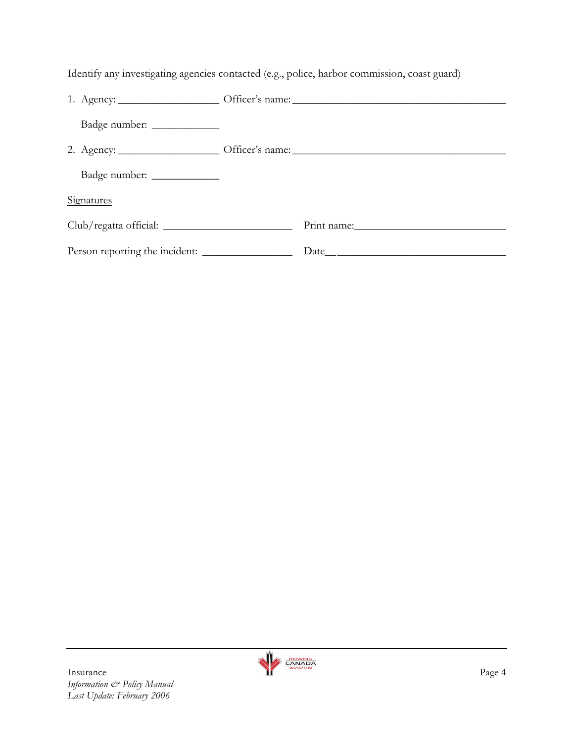Identify any investigating agencies contacted (e.g., police, harbor commission, coast guard)

1. Agency: __________________ Officer's name: _______________________________________

   Badge number: ____________

2. Agency: __________________ Officer's name: _______________________________________

   Badge number: ____________

Signatures

Club/regatta official: _______________________ Print name: ___________________________

Person reporting the incident: ________________ Date__ _______________________________